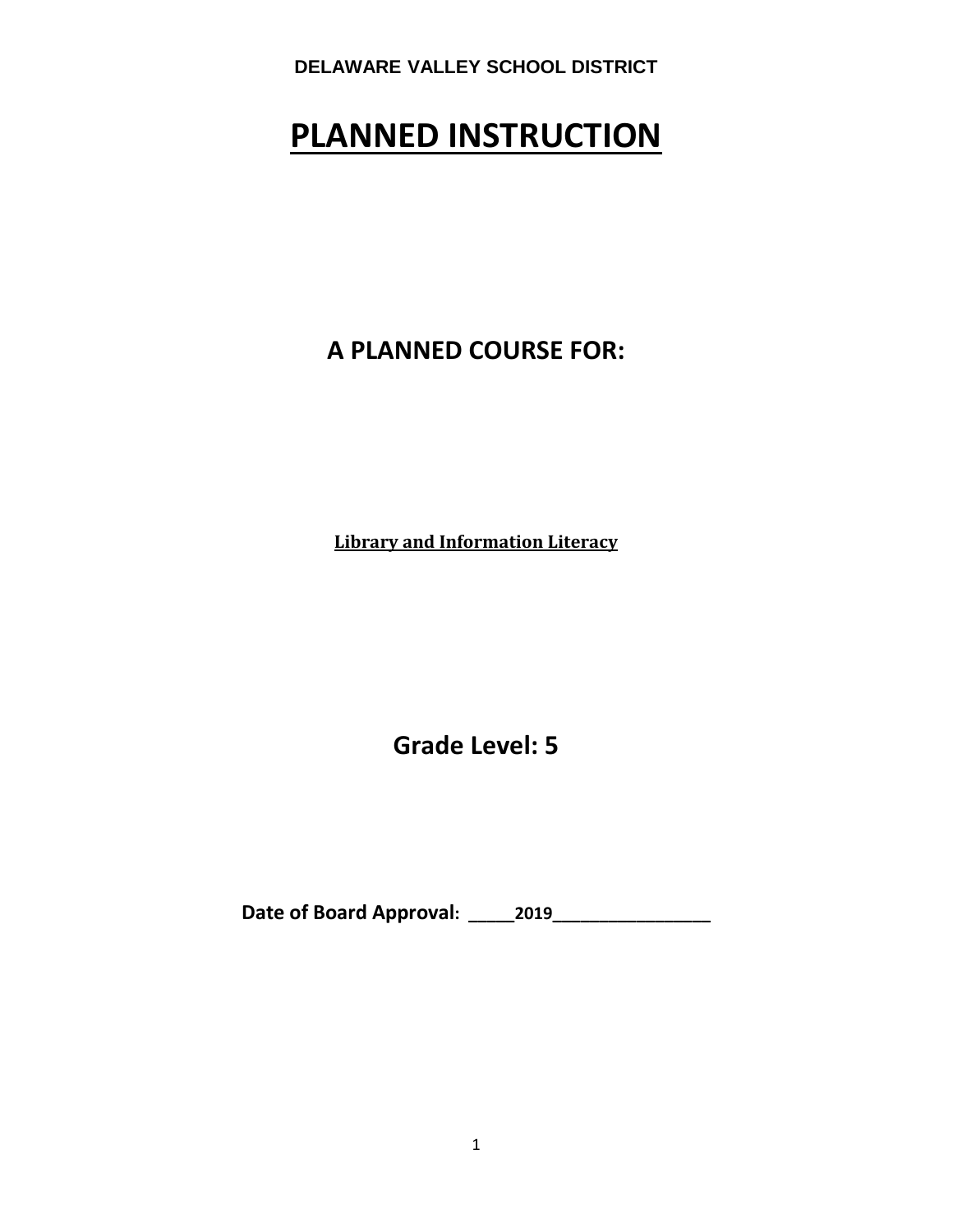**DELAWARE VALLEY SCHOOL DISTRICT**

# PLANNED INSTRUCTION

## A PLANNED COURSE FOR:

**Library and Information Literacy**

## Grade Level: 5

**Date of Board Approval: _____2019_________________**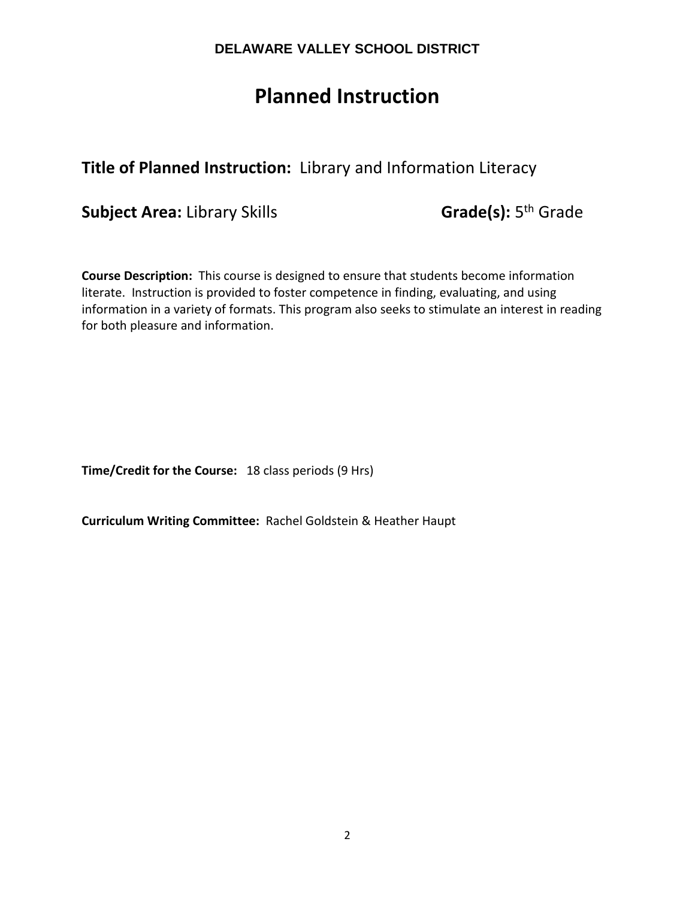**DELAWARE VALLEY SCHOOL DISTRICT**

# Planned Instruction

**Title of Planned Instruction:** Library and Information Literacy

**Subject Area:** Library Skills **Grade(s):** 5th Grade

**Course Description:** This course is designed to ensure that students become information literate. Instruction is provided to foster competence in finding, evaluating, and using information in a variety of formats. This program also seeks to stimulate an interest in reading for both pleasure and information.

**Time/Credit for the Course:** 18 class periods (9 Hrs)

**Curriculum Writing Committee:** Rachel Goldstein & Heather Haupt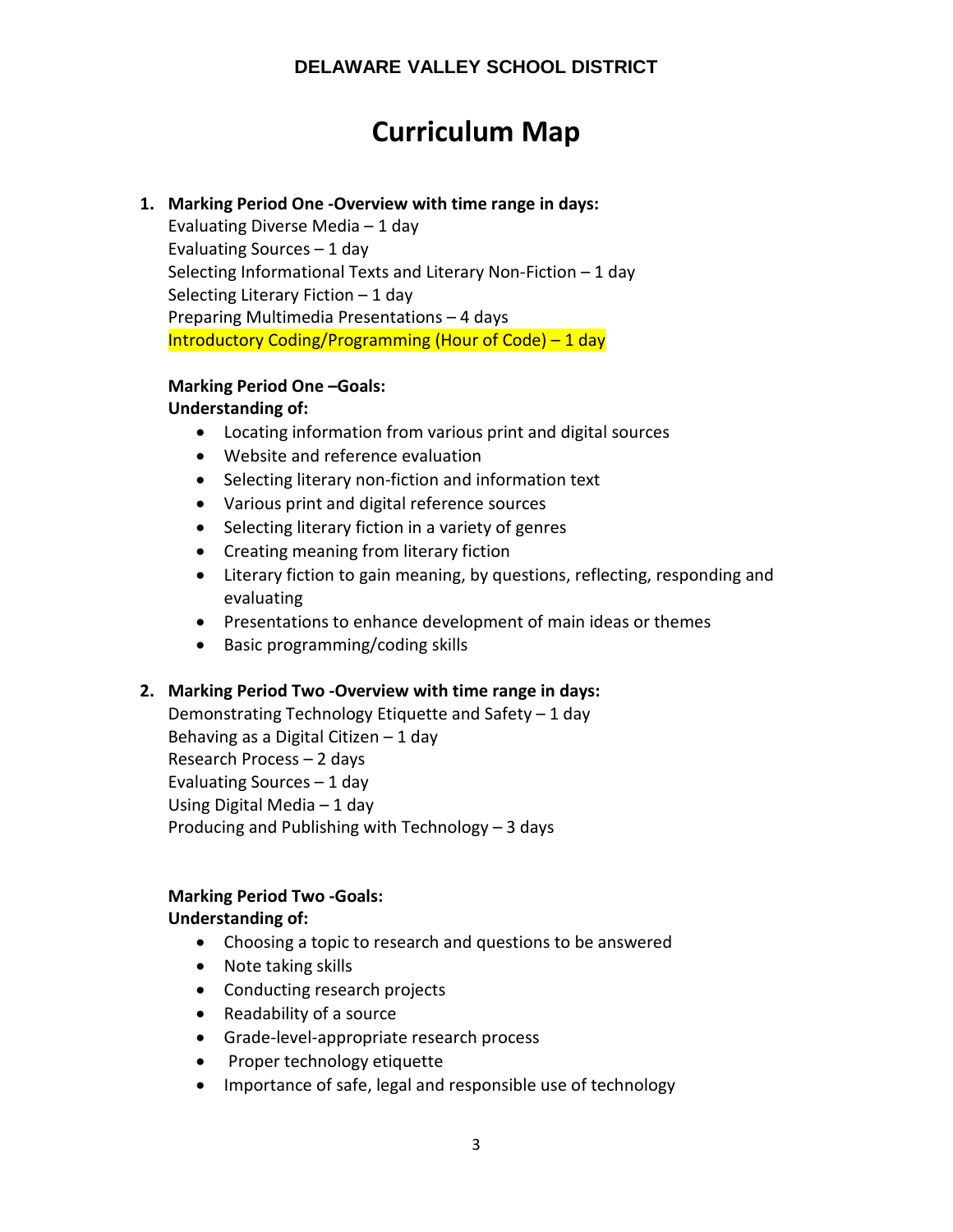**DELAWARE VALLEY SCHOOL DISTRICT**

# Curriculum Map

1. **Marking Period One -Overview with time range in days:**
   Evaluating Diverse Media – 1 day
   Evaluating Sources – 1 day
   Selecting Informational Texts and Literary Non-Fiction – 1 day
   Selecting Literary Fiction – 1 day
   Preparing Multimedia Presentations – 4 days
   Introductory Coding/Programming (Hour of Code) – 1 day

   **Marking Period One –Goals:**
   **Understanding of:**
   - Locating information from various print and digital sources
   - Website and reference evaluation
   - Selecting literary non-fiction and information text
   - Various print and digital reference sources
   - Selecting literary fiction in a variety of genres
   - Creating meaning from literary fiction
   - Literary fiction to gain meaning, by questions, reflecting, responding and evaluating
   - Presentations to enhance development of main ideas or themes
   - Basic programming/coding skills

2. **Marking Period Two -Overview with time range in days:**
   Demonstrating Technology Etiquette and Safety – 1 day
   Behaving as a Digital Citizen – 1 day
   Research Process – 2 days
   Evaluating Sources – 1 day
   Using Digital Media – 1 day
   Producing and Publishing with Technology – 3 days

   **Marking Period Two -Goals:**
   **Understanding of:**
   - Choosing a topic to research and questions to be answered
   - Note taking skills
   - Conducting research projects
   - Readability of a source
   - Grade-level-appropriate research process
   - Proper technology etiquette
   - Importance of safe, legal and responsible use of technology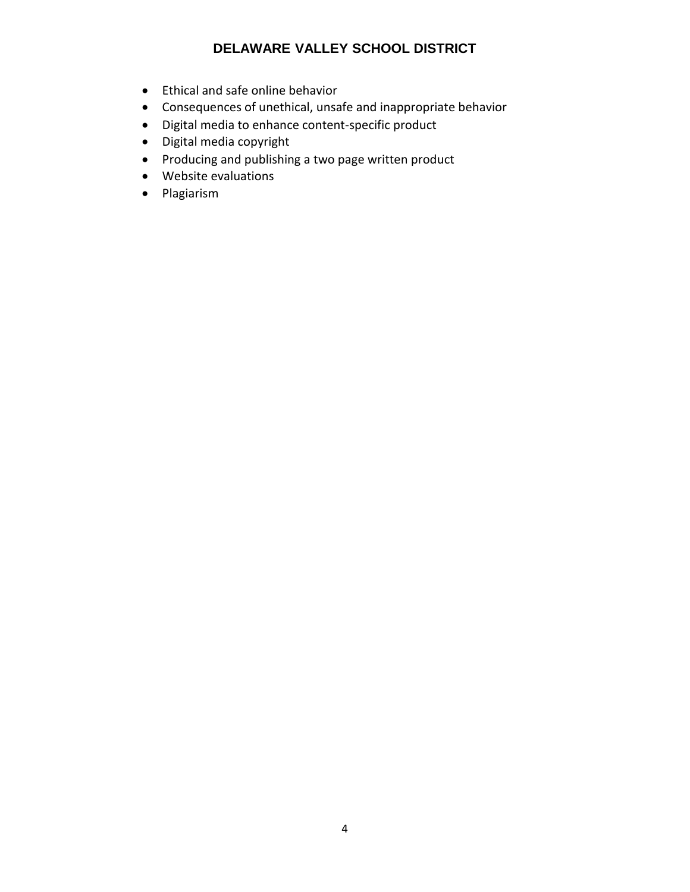- Ethical and safe online behavior
- Consequences of unethical, unsafe and inappropriate behavior
- Digital media to enhance content-specific product
- Digital media copyright
- Producing and publishing a two page written product
- Website evaluations
- Plagiarism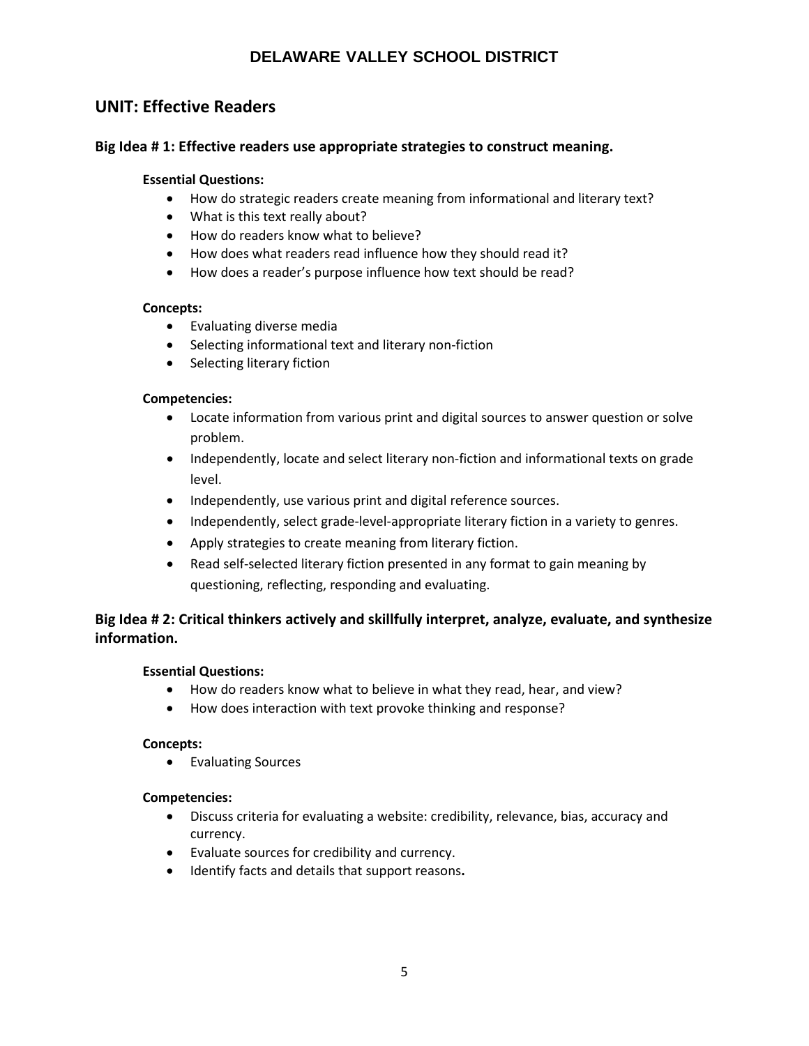## UNIT: Effective Readers

### Big Idea # 1: Effective readers use appropriate strategies to construct meaning.

**Essential Questions:**

- How do strategic readers create meaning from informational and literary text?
- What is this text really about?
- How do readers know what to believe?
- How does what readers read influence how they should read it?
- How does a reader's purpose influence how text should be read?

**Concepts:**

- Evaluating diverse media
- Selecting informational text and literary non-fiction
- Selecting literary fiction

**Competencies:**

- Locate information from various print and digital sources to answer question or solve problem.
- Independently, locate and select literary non-fiction and informational texts on grade level.
- Independently, use various print and digital reference sources.
- Independently, select grade-level-appropriate literary fiction in a variety to genres.
- Apply strategies to create meaning from literary fiction.
- Read self-selected literary fiction presented in any format to gain meaning by questioning, reflecting, responding and evaluating.

### Big Idea # 2: Critical thinkers actively and skillfully interpret, analyze, evaluate, and synthesize information.

**Essential Questions:**

- How do readers know what to believe in what they read, hear, and view?
- How does interaction with text provoke thinking and response?

**Concepts:**

- Evaluating Sources

**Competencies:**

- Discuss criteria for evaluating a website: credibility, relevance, bias, accuracy and currency.
- Evaluate sources for credibility and currency.
- Identify facts and details that support reasons.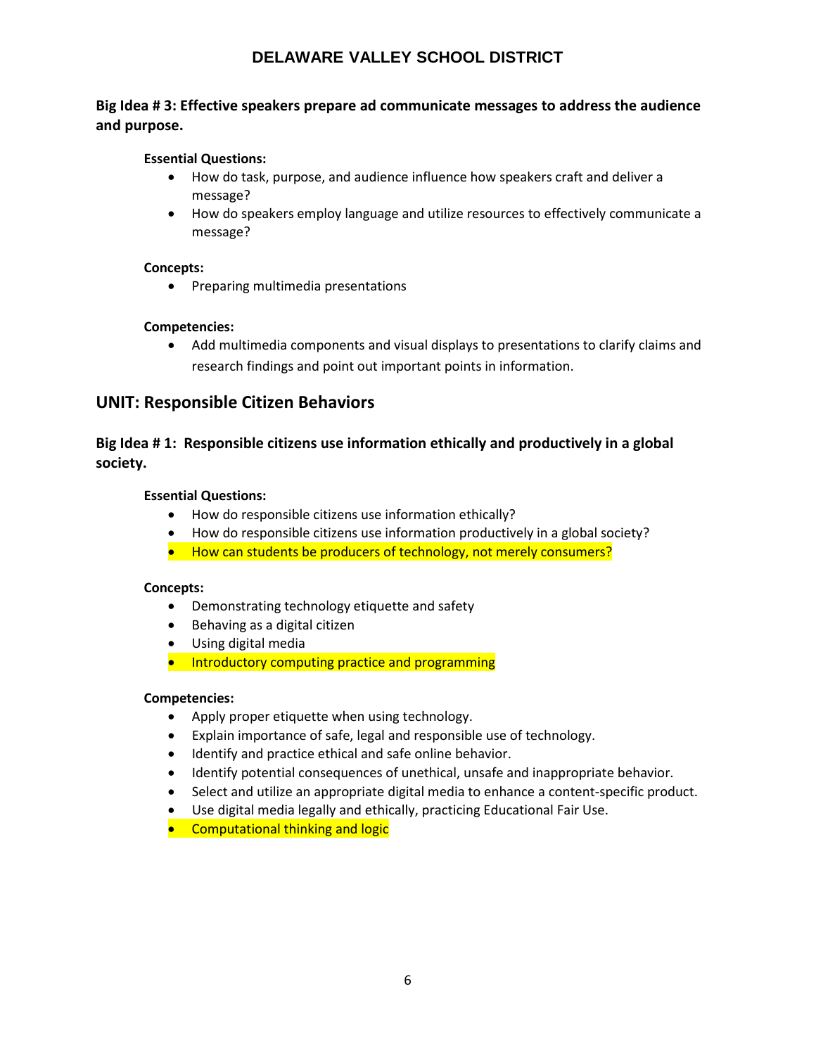**Big Idea # 3: Effective speakers prepare ad communicate messages to address the audience and purpose.**

**Essential Questions:**

- How do task, purpose, and audience influence how speakers craft and deliver a message?
- How do speakers employ language and utilize resources to effectively communicate a message?

**Concepts:**

- Preparing multimedia presentations

**Competencies:**

- Add multimedia components and visual displays to presentations to clarify claims and research findings and point out important points in information.

## UNIT: Responsible Citizen Behaviors

**Big Idea # 1: Responsible citizens use information ethically and productively in a global society.**

**Essential Questions:**

- How do responsible citizens use information ethically?
- How do responsible citizens use information productively in a global society?
- How can students be producers of technology, not merely consumers?

**Concepts:**

- Demonstrating technology etiquette and safety
- Behaving as a digital citizen
- Using digital media
- Introductory computing practice and programming

**Competencies:**

- Apply proper etiquette when using technology.
- Explain importance of safe, legal and responsible use of technology.
- Identify and practice ethical and safe online behavior.
- Identify potential consequences of unethical, unsafe and inappropriate behavior.
- Select and utilize an appropriate digital media to enhance a content-specific product.
- Use digital media legally and ethically, practicing Educational Fair Use.
- Computational thinking and logic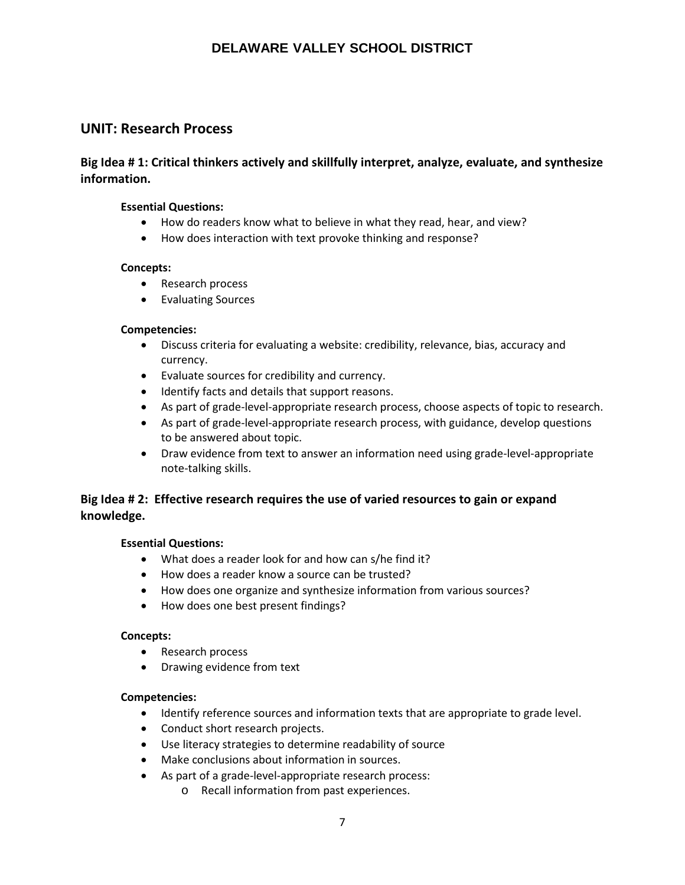## UNIT: Research Process

### Big Idea # 1: Critical thinkers actively and skillfully interpret, analyze, evaluate, and synthesize information.

**Essential Questions:**

- How do readers know what to believe in what they read, hear, and view?
- How does interaction with text provoke thinking and response?

**Concepts:**

- Research process
- Evaluating Sources

**Competencies:**

- Discuss criteria for evaluating a website: credibility, relevance, bias, accuracy and currency.
- Evaluate sources for credibility and currency.
- Identify facts and details that support reasons.
- As part of grade-level-appropriate research process, choose aspects of topic to research.
- As part of grade-level-appropriate research process, with guidance, develop questions to be answered about topic.
- Draw evidence from text to answer an information need using grade-level-appropriate note-talking skills.

### Big Idea # 2: Effective research requires the use of varied resources to gain or expand knowledge.

**Essential Questions:**

- What does a reader look for and how can s/he find it?
- How does a reader know a source can be trusted?
- How does one organize and synthesize information from various sources?
- How does one best present findings?

**Concepts:**

- Research process
- Drawing evidence from text

**Competencies:**

- Identify reference sources and information texts that are appropriate to grade level.
- Conduct short research projects.
- Use literacy strategies to determine readability of source
- Make conclusions about information in sources.
- As part of a grade-level-appropriate research process:
  - Recall information from past experiences.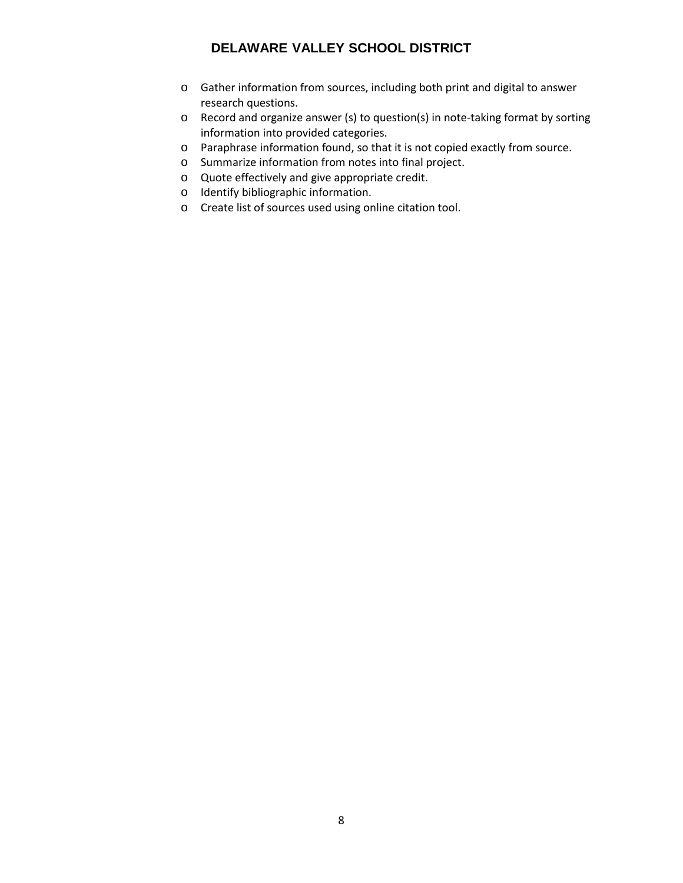- Gather information from sources, including both print and digital to answer research questions.
- Record and organize answer (s) to question(s) in note-taking format by sorting information into provided categories.
- Paraphrase information found, so that it is not copied exactly from source.
- Summarize information from notes into final project.
- Quote effectively and give appropriate credit.
- Identify bibliographic information.
- Create list of sources used using online citation tool.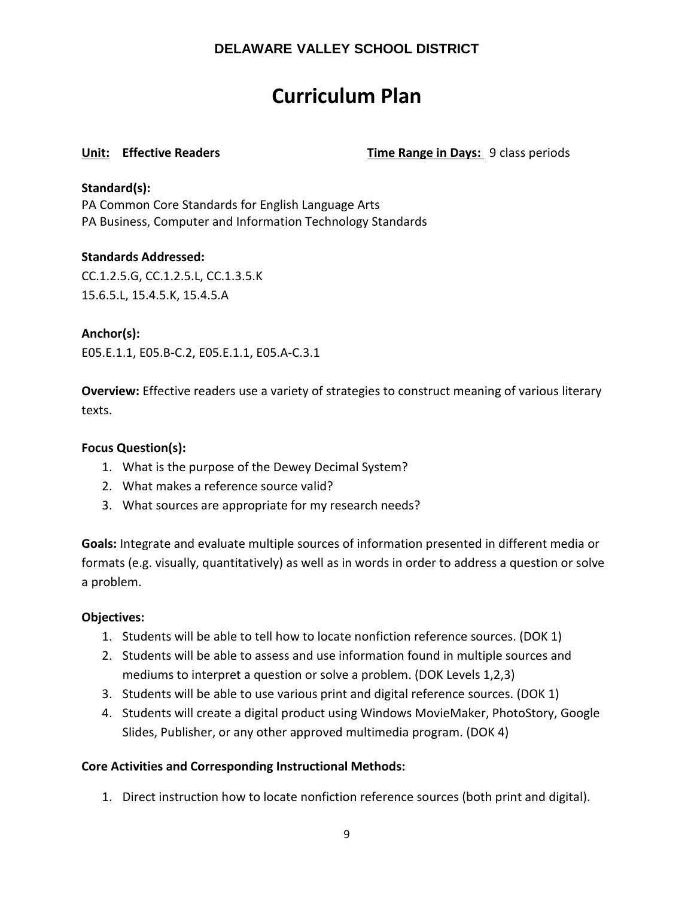**DELAWARE VALLEY SCHOOL DISTRICT**

# Curriculum Plan

**Unit: Effective Readers** **Time Range in Days:** 9 class periods

**Standard(s):**
PA Common Core Standards for English Language Arts
PA Business, Computer and Information Technology Standards

**Standards Addressed:**
CC.1.2.5.G, CC.1.2.5.L, CC.1.3.5.K
15.6.5.L, 15.4.5.K, 15.4.5.A

**Anchor(s):**
E05.E.1.1, E05.B-C.2, E05.E.1.1, E05.A-C.3.1

**Overview:** Effective readers use a variety of strategies to construct meaning of various literary texts.

**Focus Question(s):**

1. What is the purpose of the Dewey Decimal System?
2. What makes a reference source valid?
3. What sources are appropriate for my research needs?

**Goals:** Integrate and evaluate multiple sources of information presented in different media or formats (e.g. visually, quantitatively) as well as in words in order to address a question or solve a problem.

**Objectives:**

1. Students will be able to tell how to locate nonfiction reference sources. (DOK 1)
2. Students will be able to assess and use information found in multiple sources and mediums to interpret a question or solve a problem. (DOK Levels 1,2,3)
3. Students will be able to use various print and digital reference sources. (DOK 1)
4. Students will create a digital product using Windows MovieMaker, PhotoStory, Google Slides, Publisher, or any other approved multimedia program. (DOK 4)

**Core Activities and Corresponding Instructional Methods:**

1. Direct instruction how to locate nonfiction reference sources (both print and digital).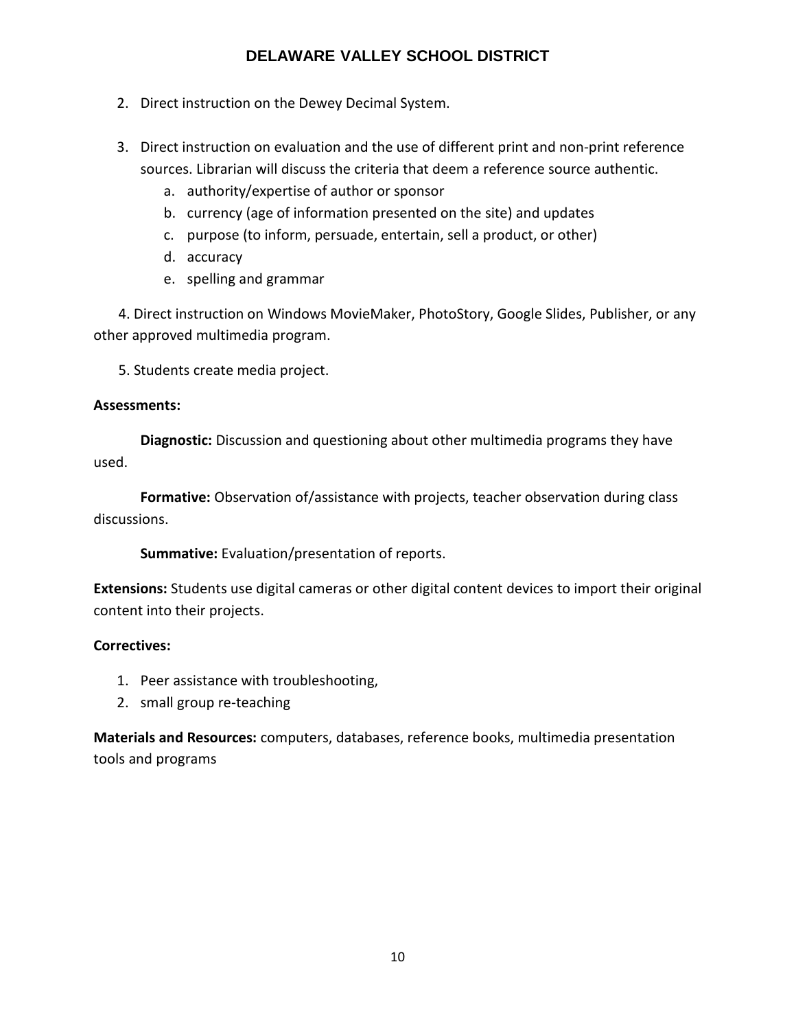2. Direct instruction on the Dewey Decimal System.

3. Direct instruction on evaluation and the use of different print and non-print reference sources. Librarian will discuss the criteria that deem a reference source authentic.
   a. authority/expertise of author or sponsor
   b. currency (age of information presented on the site) and updates
   c. purpose (to inform, persuade, entertain, sell a product, or other)
   d. accuracy
   e. spelling and grammar

4. Direct instruction on Windows MovieMaker, PhotoStory, Google Slides, Publisher, or any other approved multimedia program.

5. Students create media project.

**Assessments:**

**Diagnostic:** Discussion and questioning about other multimedia programs they have used.

**Formative:** Observation of/assistance with projects, teacher observation during class discussions.

**Summative:** Evaluation/presentation of reports.

**Extensions:** Students use digital cameras or other digital content devices to import their original content into their projects.

**Correctives:**

1. Peer assistance with troubleshooting,
2. small group re-teaching

**Materials and Resources:** computers, databases, reference books, multimedia presentation tools and programs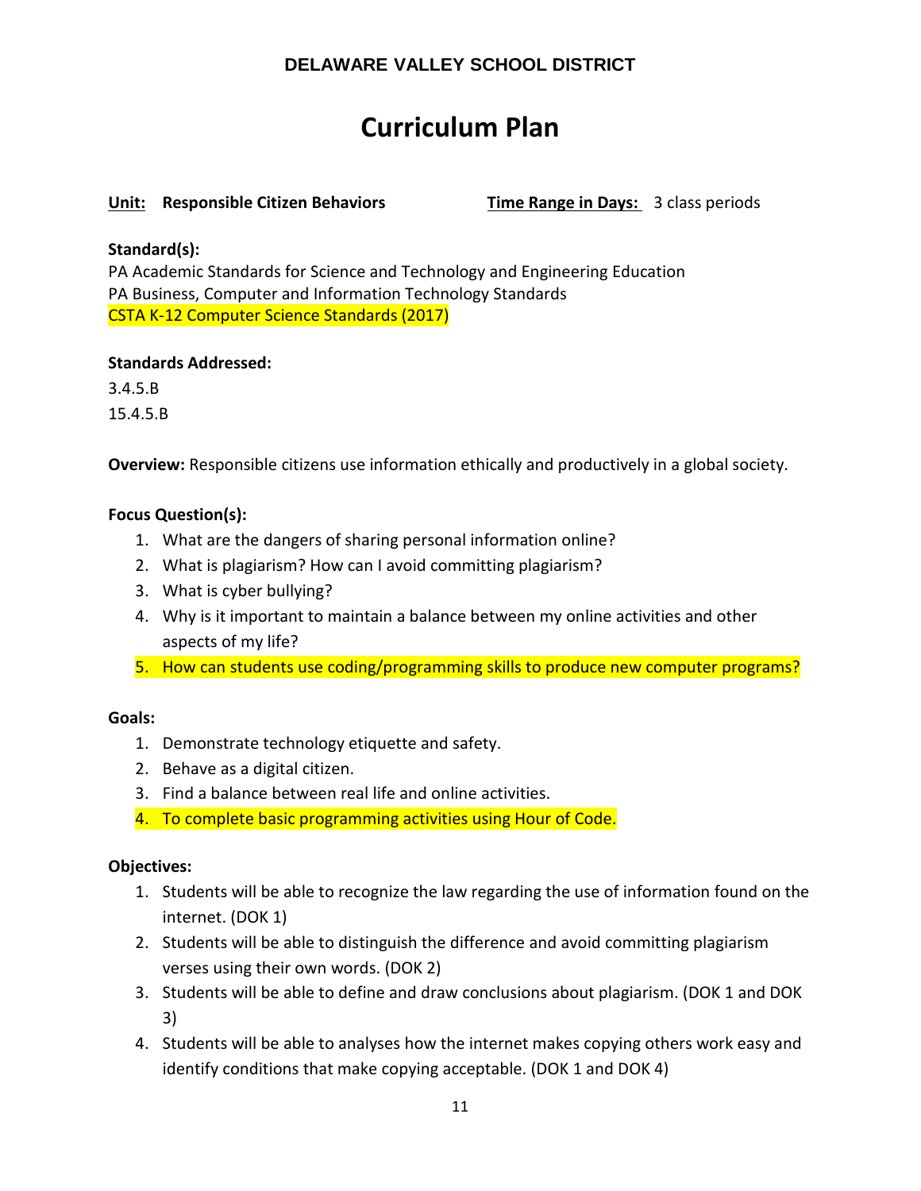**DELAWARE VALLEY SCHOOL DISTRICT**

# Curriculum Plan

**Unit: Responsible Citizen Behaviors** **Time Range in Days:** 3 class periods

**Standard(s):**
PA Academic Standards for Science and Technology and Engineering Education
PA Business, Computer and Information Technology Standards
CSTA K-12 Computer Science Standards (2017)

**Standards Addressed:**
3.4.5.B
15.4.5.B

**Overview:** Responsible citizens use information ethically and productively in a global society.

**Focus Question(s):**

1. What are the dangers of sharing personal information online?
2. What is plagiarism? How can I avoid committing plagiarism?
3. What is cyber bullying?
4. Why is it important to maintain a balance between my online activities and other aspects of my life?
5. How can students use coding/programming skills to produce new computer programs?

**Goals:**

1. Demonstrate technology etiquette and safety.
2. Behave as a digital citizen.
3. Find a balance between real life and online activities.
4. To complete basic programming activities using Hour of Code.

**Objectives:**

1. Students will be able to recognize the law regarding the use of information found on the internet. (DOK 1)
2. Students will be able to distinguish the difference and avoid committing plagiarism verses using their own words. (DOK 2)
3. Students will be able to define and draw conclusions about plagiarism. (DOK 1 and DOK 3)
4. Students will be able to analyses how the internet makes copying others work easy and identify conditions that make copying acceptable. (DOK 1 and DOK 4)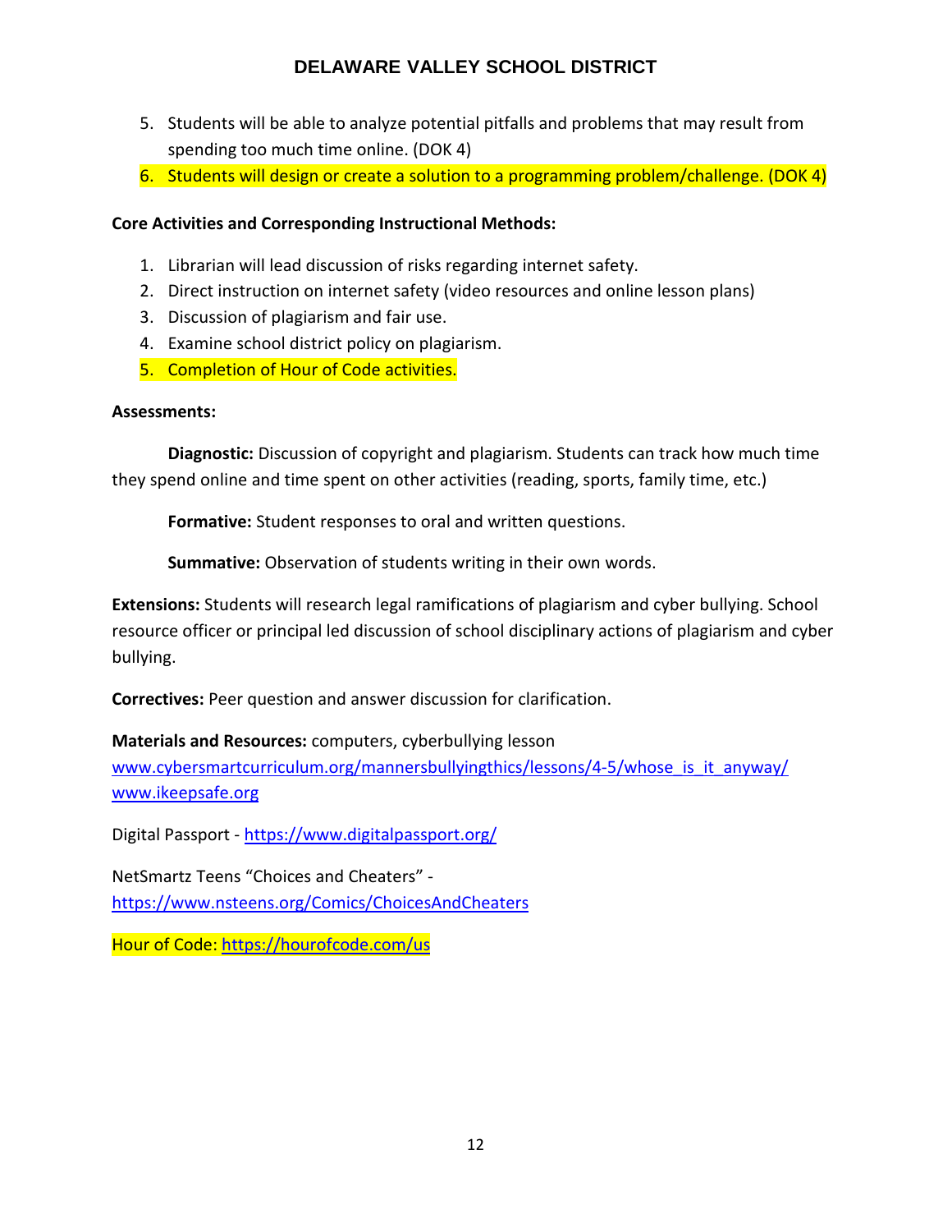5. Students will be able to analyze potential pitfalls and problems that may result from spending too much time online. (DOK 4)
6. Students will design or create a solution to a programming problem/challenge. (DOK 4)

**Core Activities and Corresponding Instructional Methods:**

1. Librarian will lead discussion of risks regarding internet safety.
2. Direct instruction on internet safety (video resources and online lesson plans)
3. Discussion of plagiarism and fair use.
4. Examine school district policy on plagiarism.
5. Completion of Hour of Code activities.

**Assessments:**

**Diagnostic:** Discussion of copyright and plagiarism. Students can track how much time they spend online and time spent on other activities (reading, sports, family time, etc.)

**Formative:** Student responses to oral and written questions.

**Summative:** Observation of students writing in their own words.

**Extensions:** Students will research legal ramifications of plagiarism and cyber bullying. School resource officer or principal led discussion of school disciplinary actions of plagiarism and cyber bullying.

**Correctives:** Peer question and answer discussion for clarification.

**Materials and Resources:** computers, cyberbullying lesson
www.cybersmartcurriculum.org/mannersbullyingthics/lessons/4-5/whose_is_it_anyway/
www.ikeepsafe.org

Digital Passport - https://www.digitalpassport.org/

NetSmartz Teens "Choices and Cheaters" -
https://www.nsteens.org/Comics/ChoicesAndCheaters

Hour of Code: https://hourofcode.com/us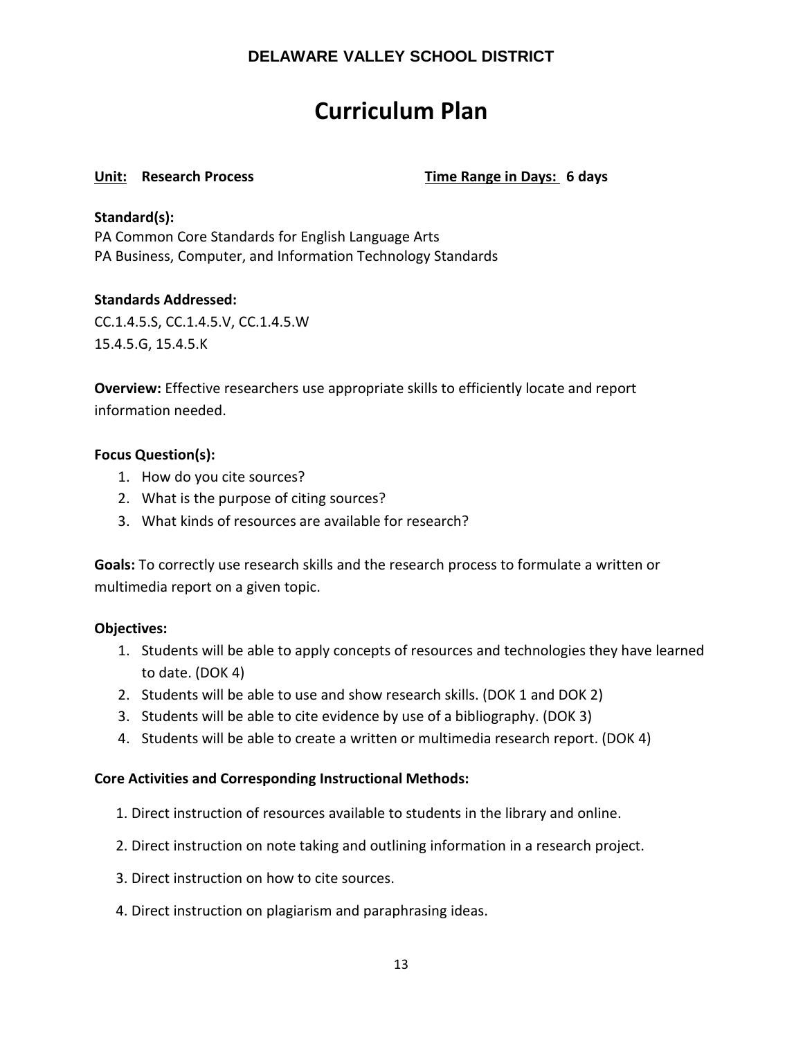**DELAWARE VALLEY SCHOOL DISTRICT**

# Curriculum Plan

**Unit:** **Research Process** **Time Range in Days:** **6 days**

**Standard(s):**
PA Common Core Standards for English Language Arts
PA Business, Computer, and Information Technology Standards

**Standards Addressed:**
CC.1.4.5.S, CC.1.4.5.V, CC.1.4.5.W
15.4.5.G, 15.4.5.K

**Overview:** Effective researchers use appropriate skills to efficiently locate and report information needed.

**Focus Question(s):**

1. How do you cite sources?
2. What is the purpose of citing sources?
3. What kinds of resources are available for research?

**Goals:** To correctly use research skills and the research process to formulate a written or multimedia report on a given topic.

**Objectives:**

1. Students will be able to apply concepts of resources and technologies they have learned to date. (DOK 4)
2. Students will be able to use and show research skills. (DOK 1 and DOK 2)
3. Students will be able to cite evidence by use of a bibliography. (DOK 3)
4. Students will be able to create a written or multimedia research report. (DOK 4)

**Core Activities and Corresponding Instructional Methods:**

1. Direct instruction of resources available to students in the library and online.
2. Direct instruction on note taking and outlining information in a research project.
3. Direct instruction on how to cite sources.
4. Direct instruction on plagiarism and paraphrasing ideas.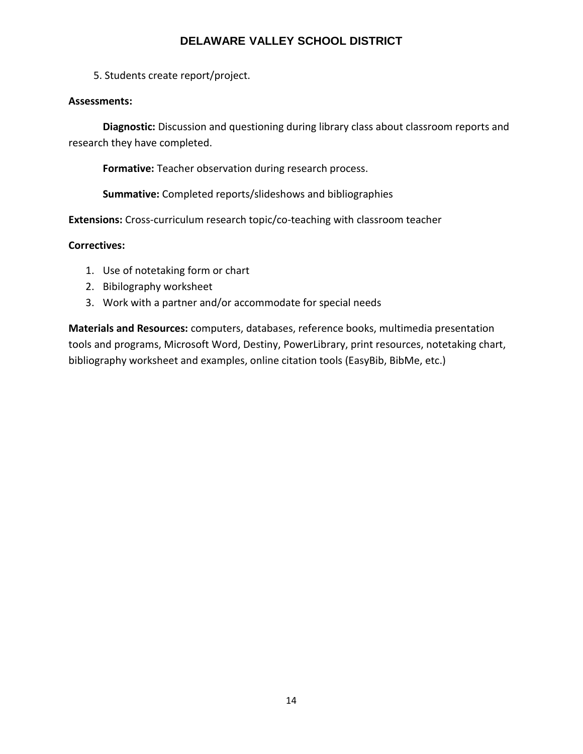5. Students create report/project.

**Assessments:**

**Diagnostic:** Discussion and questioning during library class about classroom reports and research they have completed.

**Formative:** Teacher observation during research process.

**Summative:** Completed reports/slideshows and bibliographies

**Extensions:** Cross-curriculum research topic/co-teaching with classroom teacher

**Correctives:**

1. Use of notetaking form or chart
2. Bibilography worksheet
3. Work with a partner and/or accommodate for special needs

**Materials and Resources:** computers, databases, reference books, multimedia presentation tools and programs, Microsoft Word, Destiny, PowerLibrary, print resources, notetaking chart, bibliography worksheet and examples, online citation tools (EasyBib, BibMe, etc.)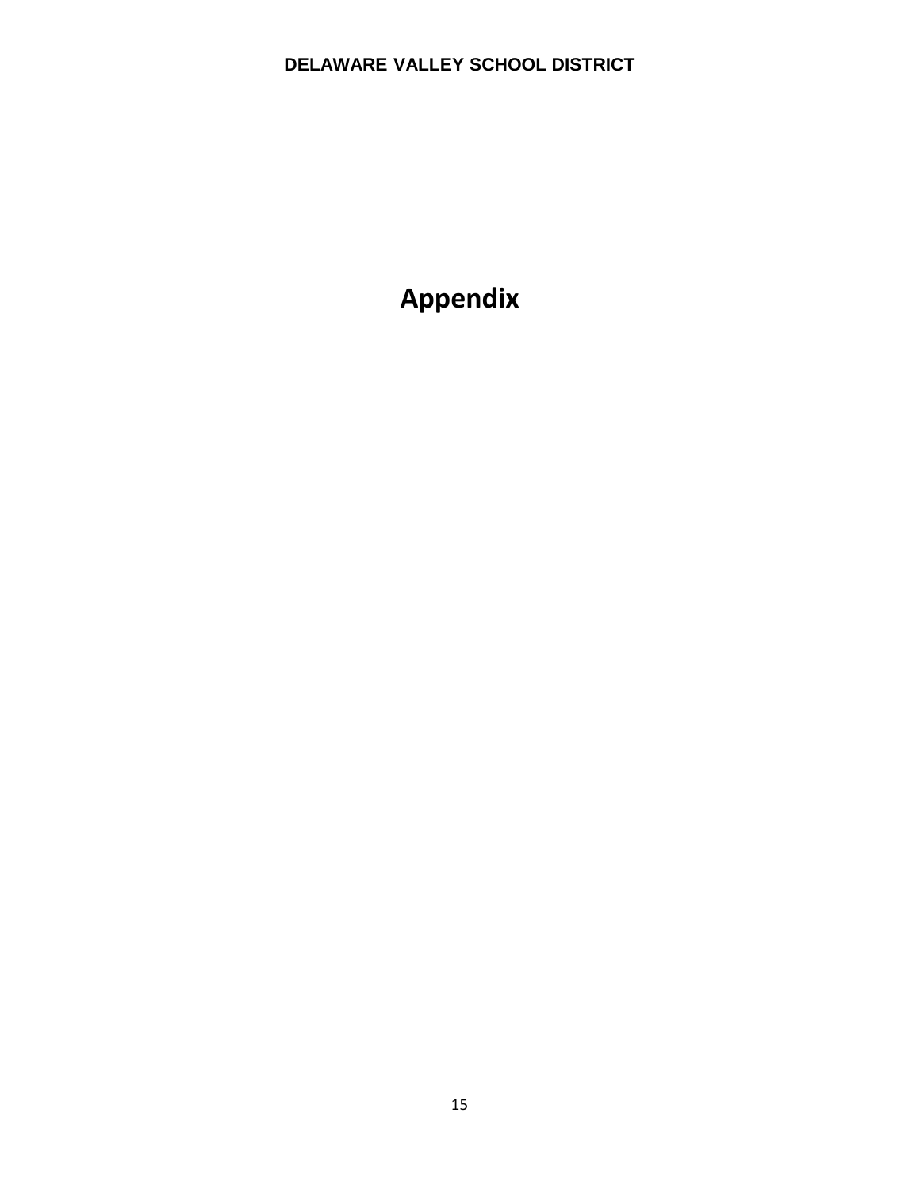# Appendix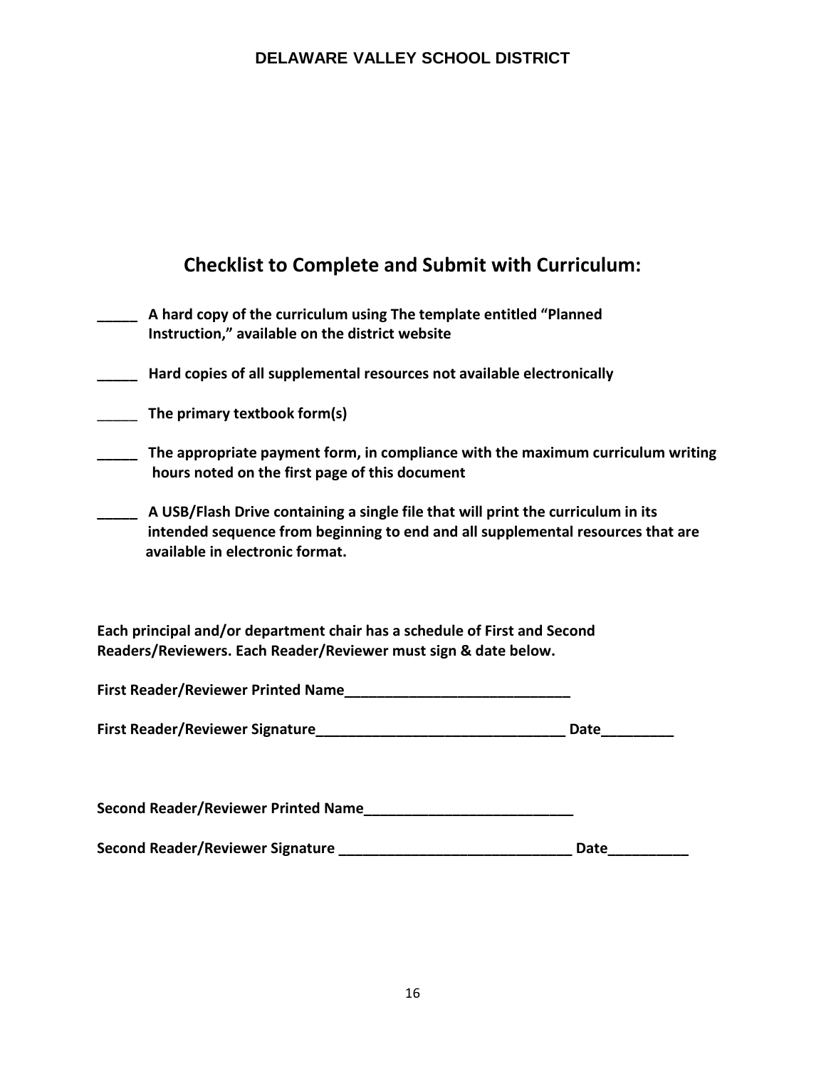# Checklist to Complete and Submit with Curriculum:

**_____ A hard copy of the curriculum using The template entitled "Planned Instruction," available on the district website**

**_____ Hard copies of all supplemental resources not available electronically**

_____ **The primary textbook form(s)**

**_____ The appropriate payment form, in compliance with the maximum curriculum writing hours noted on the first page of this document**

**_____ A USB/Flash Drive containing a single file that will print the curriculum in its intended sequence from beginning to end and all supplemental resources that are available in electronic format.**

**Each principal and/or department chair has a schedule of First and Second Readers/Reviewers. Each Reader/Reviewer must sign & date below.**

**First Reader/Reviewer Printed Name____________________________**

**First Reader/Reviewer Signature_______________________________ Date_________**

**Second Reader/Reviewer Printed Name__________________________**

**Second Reader/Reviewer Signature _____________________________ Date__________**